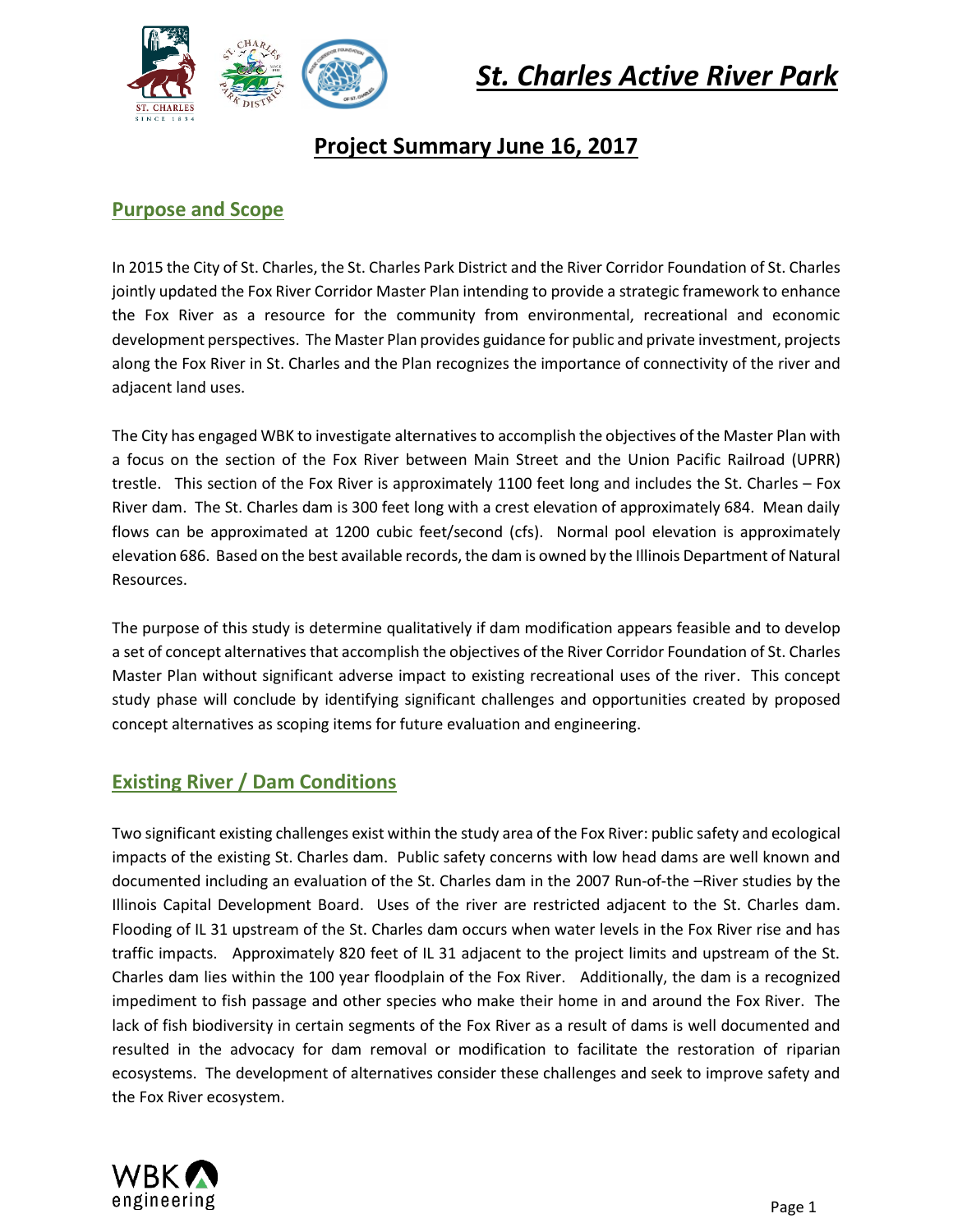# St. Charles Active River Park

## Project Summary June 16, 2017

### Purpose and Scope

In 2015 the City of St. Charles, the St. Charles Park District and the River Corridor Foundation of St. Charles jointly updated the Fox River Corridor Master Plan intending to provide a strategic framework to enhance the Fox River as a resource for the community from environmental, recreational and economic development perspectives. The Master Plan provides guidance for public and private investment, projects along the Fox River in St. Charles and the Plan recognizes the importance of connectivity of the river and adjacent land uses.

The City has engaged WBK to investigate alternatives to accomplish the objectives of the Master Plan with a focus on the section of the Fox River between Main Street and the Union Pacific Railroad (UPRR) trestle. This section of the Fox River is approximately 1100 feet long and includes the St. Charles – Fox River dam. The St. Charles dam is 300 feet long with a crest elevation of approximately 684. Mean daily flows can be approximated at 1200 cubic feet/second (cfs). Normal pool elevation is approximately elevation 686. Based on the best available records, the dam is owned by the Illinois Department of Natural Resources.

The purpose of this study is determine qualitatively if dam modification appears feasible and to develop a set of concept alternatives that accomplish the objectives of the River Corridor Foundation of St. Charles Master Plan without significant adverse impact to existing recreational uses of the river. This concept study phase will conclude by identifying significant challenges and opportunities created by proposed concept alternatives as scoping items for future evaluation and engineering.

### Existing River / Dam Conditions

Two significant existing challenges exist within the study area of the Fox River: public safety and ecological impacts of the existing St. Charles dam. Public safety concerns with low head dams are well known and documented including an evaluation of the St. Charles dam in the 2007 Run-of-the –River studies by the Illinois Capital Development Board. Uses of the river are restricted adjacent to the St. Charles dam. Flooding of IL 31 upstream of the St. Charles dam occurs when water levels in the Fox River rise and has traffic impacts. Approximately 820 feet of IL 31 adjacent to the project limits and upstream of the St. Charles dam lies within the 100 year floodplain of the Fox River. Additionally, the dam is a recognized impediment to fish passage and other species who make their home in and around the Fox River. The lack of fish biodiversity in certain segments of the Fox River as a result of dams is well documented and resulted in the advocacy for dam removal or modification to facilitate the restoration of riparian ecosystems. The development of alternatives consider these challenges and seek to improve safety and the Fox River ecosystem.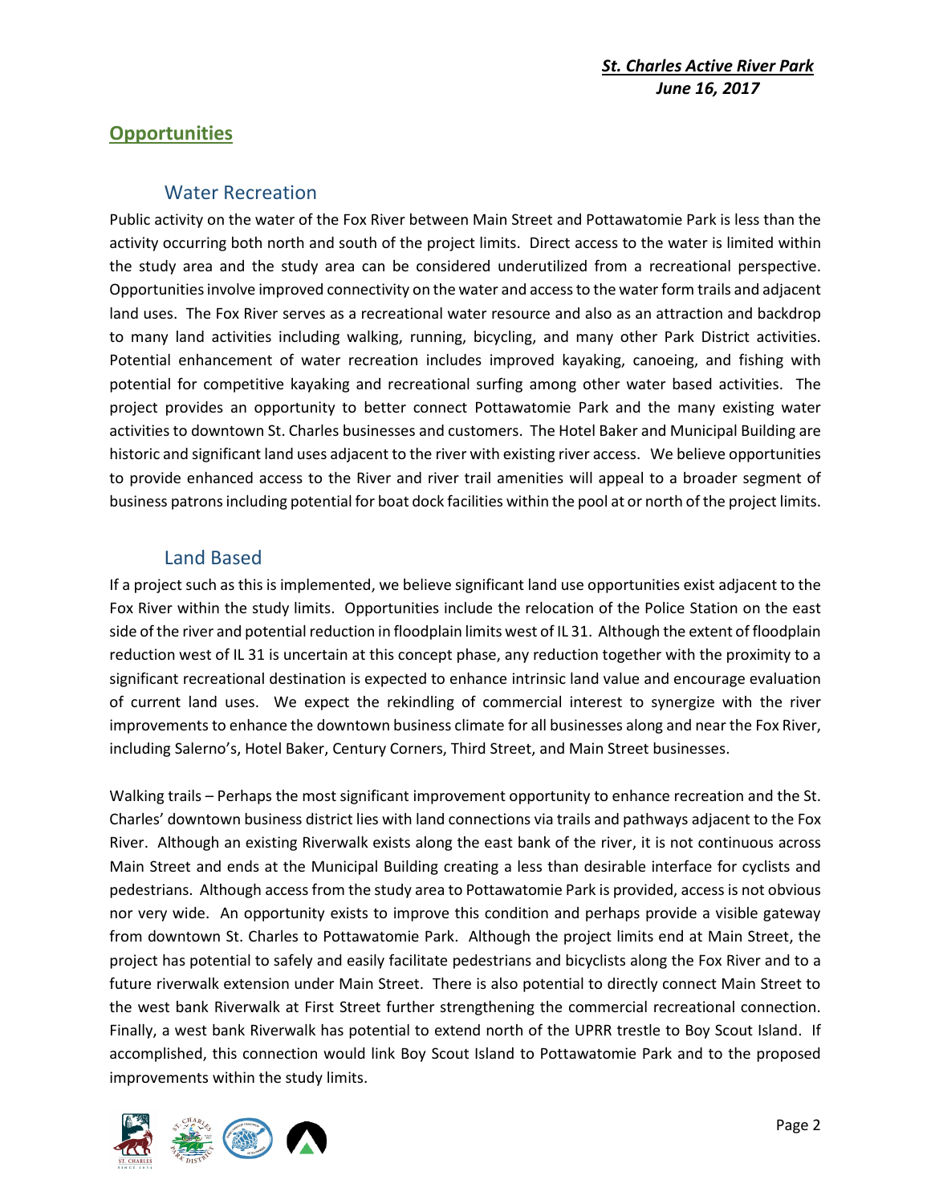## Opportunities

### Water Recreation

Public activity on the water of the Fox River between Main Street and Pottawatomie Park is less than the activity occurring both north and south of the project limits. Direct access to the water is limited within the study area and the study area can be considered underutilized from a recreational perspective. Opportunities involve improved connectivity on the water and access to the water form trails and adjacent land uses. The Fox River serves as a recreational water resource and also as an attraction and backdrop to many land activities including walking, running, bicycling, and many other Park District activities. Potential enhancement of water recreation includes improved kayaking, canoeing, and fishing with potential for competitive kayaking and recreational surfing among other water based activities. The project provides an opportunity to better connect Pottawatomie Park and the many existing water activities to downtown St. Charles businesses and customers. The Hotel Baker and Municipal Building are historic and significant land uses adjacent to the river with existing river access. We believe opportunities to provide enhanced access to the River and river trail amenities will appeal to a broader segment of business patrons including potential for boat dock facilities within the pool at or north of the project limits.

### Land Based

If a project such as this is implemented, we believe significant land use opportunities exist adjacent to the Fox River within the study limits. Opportunities include the relocation of the Police Station on the east side of the river and potential reduction in floodplain limits west of IL 31. Although the extent of floodplain reduction west of IL 31 is uncertain at this concept phase, any reduction together with the proximity to a significant recreational destination is expected to enhance intrinsic land value and encourage evaluation of current land uses. We expect the rekindling of commercial interest to synergize with the river improvements to enhance the downtown business climate for all businesses along and near the Fox River, including Salerno's, Hotel Baker, Century Corners, Third Street, and Main Street businesses.

Walking trails – Perhaps the most significant improvement opportunity to enhance recreation and the St. Charles' downtown business district lies with land connections via trails and pathways adjacent to the Fox River. Although an existing Riverwalk exists along the east bank of the river, it is not continuous across Main Street and ends at the Municipal Building creating a less than desirable interface for cyclists and pedestrians. Although access from the study area to Pottawatomie Park is provided, access is not obvious nor very wide. An opportunity exists to improve this condition and perhaps provide a visible gateway from downtown St. Charles to Pottawatomie Park. Although the project limits end at Main Street, the project has potential to safely and easily facilitate pedestrians and bicyclists along the Fox River and to a future riverwalk extension under Main Street. There is also potential to directly connect Main Street to the west bank Riverwalk at First Street further strengthening the commercial recreational connection. Finally, a west bank Riverwalk has potential to extend north of the UPRR trestle to Boy Scout Island. If accomplished, this connection would link Boy Scout Island to Pottawatomie Park and to the proposed improvements within the study limits.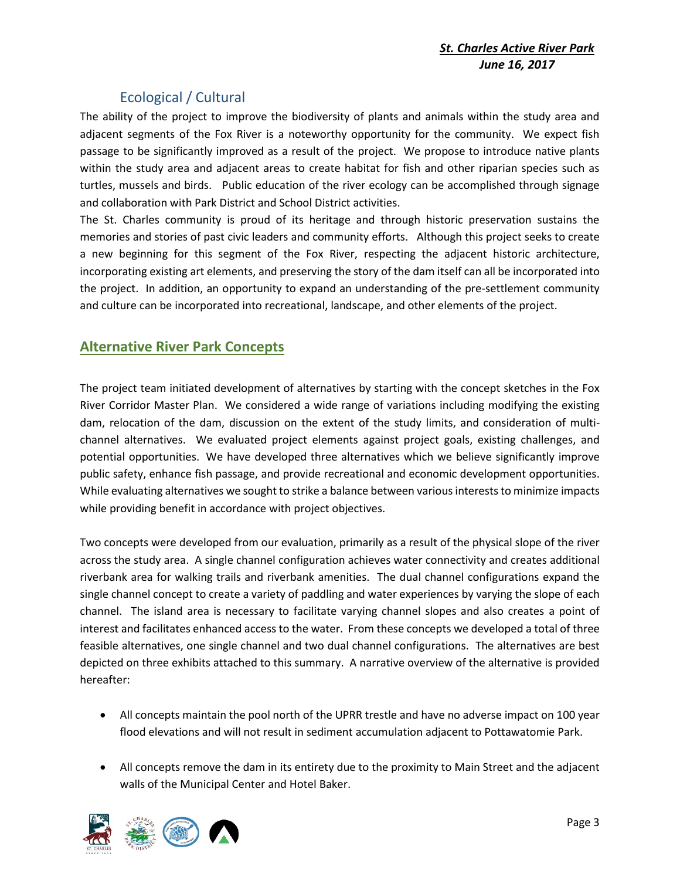## Ecological / Cultural

The ability of the project to improve the biodiversity of plants and animals within the study area and adjacent segments of the Fox River is a noteworthy opportunity for the community. We expect fish passage to be significantly improved as a result of the project. We propose to introduce native plants within the study area and adjacent areas to create habitat for fish and other riparian species such as turtles, mussels and birds. Public education of the river ecology can be accomplished through signage and collaboration with Park District and School District activities.

The St. Charles community is proud of its heritage and through historic preservation sustains the memories and stories of past civic leaders and community efforts. Although this project seeks to create a new beginning for this segment of the Fox River, respecting the adjacent historic architecture, incorporating existing art elements, and preserving the story of the dam itself can all be incorporated into the project. In addition, an opportunity to expand an understanding of the pre-settlement community and culture can be incorporated into recreational, landscape, and other elements of the project.

## Alternative River Park Concepts

The project team initiated development of alternatives by starting with the concept sketches in the Fox River Corridor Master Plan. We considered a wide range of variations including modifying the existing dam, relocation of the dam, discussion on the extent of the study limits, and consideration of multi-channel alternatives. We evaluated project elements against project goals, existing challenges, and potential opportunities. We have developed three alternatives which we believe significantly improve public safety, enhance fish passage, and provide recreational and economic development opportunities. While evaluating alternatives we sought to strike a balance between various interests to minimize impacts while providing benefit in accordance with project objectives.

Two concepts were developed from our evaluation, primarily as a result of the physical slope of the river across the study area. A single channel configuration achieves water connectivity and creates additional riverbank area for walking trails and riverbank amenities. The dual channel configurations expand the single channel concept to create a variety of paddling and water experiences by varying the slope of each channel. The island area is necessary to facilitate varying channel slopes and also creates a point of interest and facilitates enhanced access to the water. From these concepts we developed a total of three feasible alternatives, one single channel and two dual channel configurations. The alternatives are best depicted on three exhibits attached to this summary. A narrative overview of the alternative is provided hereafter:

- All concepts maintain the pool north of the UPRR trestle and have no adverse impact on 100 year flood elevations and will not result in sediment accumulation adjacent to Pottawatomie Park.
- All concepts remove the dam in its entirety due to the proximity to Main Street and the adjacent walls of the Municipal Center and Hotel Baker.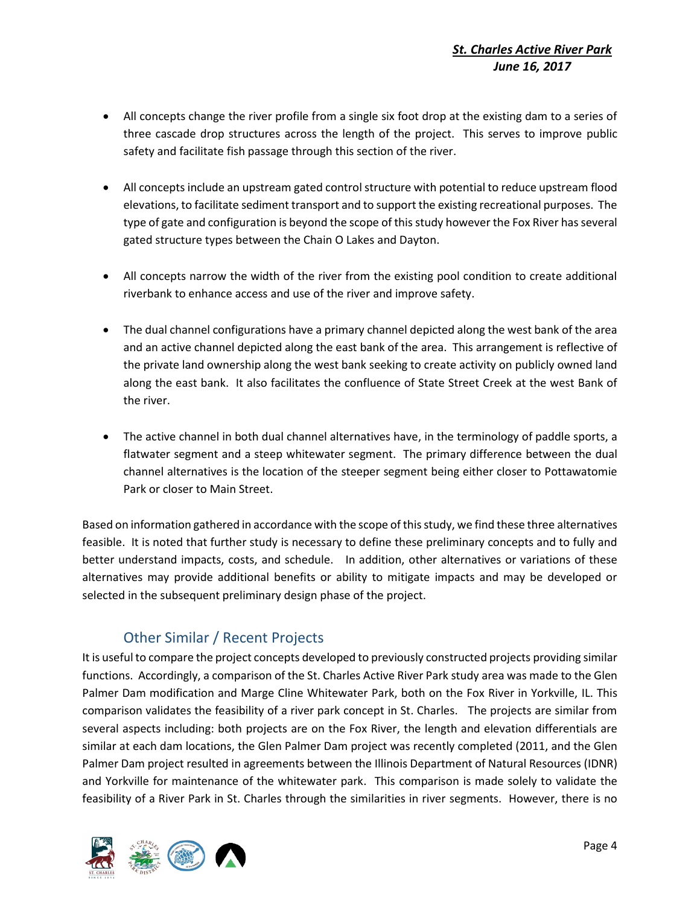- All concepts change the river profile from a single six foot drop at the existing dam to a series of three cascade drop structures across the length of the project. This serves to improve public safety and facilitate fish passage through this section of the river.

- All concepts include an upstream gated control structure with potential to reduce upstream flood elevations, to facilitate sediment transport and to support the existing recreational purposes. The type of gate and configuration is beyond the scope of this study however the Fox River has several gated structure types between the Chain O Lakes and Dayton.

- All concepts narrow the width of the river from the existing pool condition to create additional riverbank to enhance access and use of the river and improve safety.

- The dual channel configurations have a primary channel depicted along the west bank of the area and an active channel depicted along the east bank of the area. This arrangement is reflective of the private land ownership along the west bank seeking to create activity on publicly owned land along the east bank. It also facilitates the confluence of State Street Creek at the west Bank of the river.

- The active channel in both dual channel alternatives have, in the terminology of paddle sports, a flatwater segment and a steep whitewater segment. The primary difference between the dual channel alternatives is the location of the steeper segment being either closer to Pottawatomie Park or closer to Main Street.

Based on information gathered in accordance with the scope of this study, we find these three alternatives feasible. It is noted that further study is necessary to define these preliminary concepts and to fully and better understand impacts, costs, and schedule. In addition, other alternatives or variations of these alternatives may provide additional benefits or ability to mitigate impacts and may be developed or selected in the subsequent preliminary design phase of the project.

## Other Similar / Recent Projects

It is useful to compare the project concepts developed to previously constructed projects providing similar functions. Accordingly, a comparison of the St. Charles Active River Park study area was made to the Glen Palmer Dam modification and Marge Cline Whitewater Park, both on the Fox River in Yorkville, IL. This comparison validates the feasibility of a river park concept in St. Charles. The projects are similar from several aspects including: both projects are on the Fox River, the length and elevation differentials are similar at each dam locations, the Glen Palmer Dam project was recently completed (2011, and the Glen Palmer Dam project resulted in agreements between the Illinois Department of Natural Resources (IDNR) and Yorkville for maintenance of the whitewater park. This comparison is made solely to validate the feasibility of a River Park in St. Charles through the similarities in river segments. However, there is no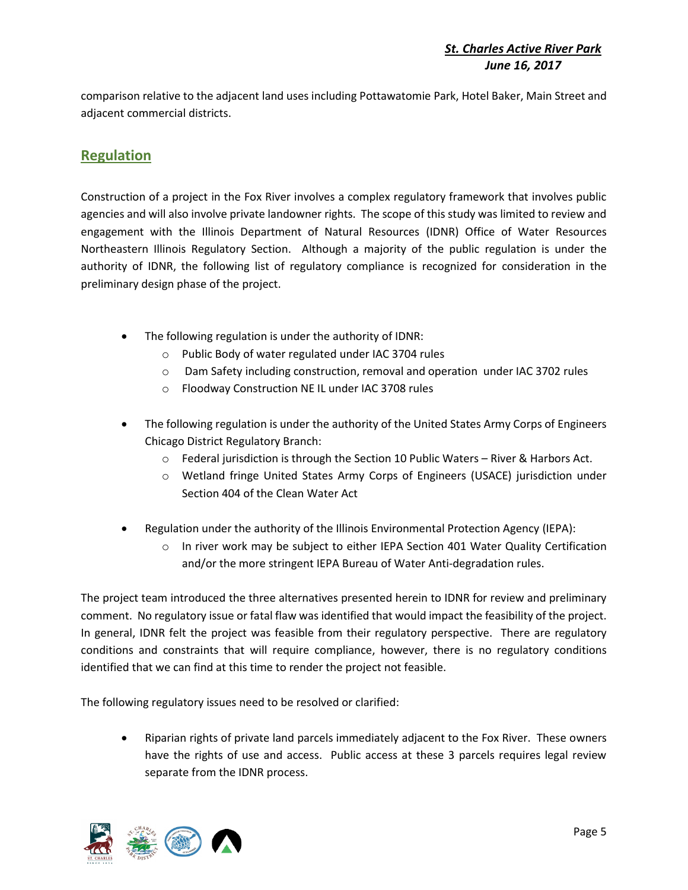comparison relative to the adjacent land uses including Pottawatomie Park, Hotel Baker, Main Street and adjacent commercial districts.

## Regulation

Construction of a project in the Fox River involves a complex regulatory framework that involves public agencies and will also involve private landowner rights. The scope of this study was limited to review and engagement with the Illinois Department of Natural Resources (IDNR) Office of Water Resources Northeastern Illinois Regulatory Section. Although a majority of the public regulation is under the authority of IDNR, the following list of regulatory compliance is recognized for consideration in the preliminary design phase of the project.

- The following regulation is under the authority of IDNR:
  - Public Body of water regulated under IAC 3704 rules
  - Dam Safety including construction, removal and operation under IAC 3702 rules
  - Floodway Construction NE IL under IAC 3708 rules
- The following regulation is under the authority of the United States Army Corps of Engineers Chicago District Regulatory Branch:
  - Federal jurisdiction is through the Section 10 Public Waters – River & Harbors Act.
  - Wetland fringe United States Army Corps of Engineers (USACE) jurisdiction under Section 404 of the Clean Water Act
- Regulation under the authority of the Illinois Environmental Protection Agency (IEPA):
  - In river work may be subject to either IEPA Section 401 Water Quality Certification and/or the more stringent IEPA Bureau of Water Anti-degradation rules.

The project team introduced the three alternatives presented herein to IDNR for review and preliminary comment. No regulatory issue or fatal flaw was identified that would impact the feasibility of the project. In general, IDNR felt the project was feasible from their regulatory perspective. There are regulatory conditions and constraints that will require compliance, however, there is no regulatory conditions identified that we can find at this time to render the project not feasible.

The following regulatory issues need to be resolved or clarified:

- Riparian rights of private land parcels immediately adjacent to the Fox River. These owners have the rights of use and access. Public access at these 3 parcels requires legal review separate from the IDNR process.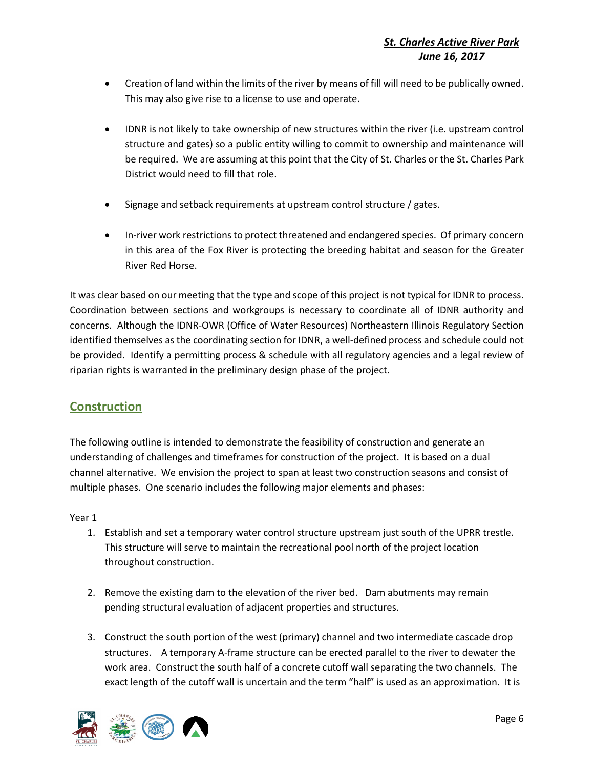- Creation of land within the limits of the river by means of fill will need to be publically owned. This may also give rise to a license to use and operate.

- IDNR is not likely to take ownership of new structures within the river (i.e. upstream control structure and gates) so a public entity willing to commit to ownership and maintenance will be required. We are assuming at this point that the City of St. Charles or the St. Charles Park District would need to fill that role.

- Signage and setback requirements at upstream control structure / gates.

- In-river work restrictions to protect threatened and endangered species. Of primary concern in this area of the Fox River is protecting the breeding habitat and season for the Greater River Red Horse.

It was clear based on our meeting that the type and scope of this project is not typical for IDNR to process. Coordination between sections and workgroups is necessary to coordinate all of IDNR authority and concerns. Although the IDNR-OWR (Office of Water Resources) Northeastern Illinois Regulatory Section identified themselves as the coordinating section for IDNR, a well-defined process and schedule could not be provided. Identify a permitting process & schedule with all regulatory agencies and a legal review of riparian rights is warranted in the preliminary design phase of the project.

## Construction

The following outline is intended to demonstrate the feasibility of construction and generate an understanding of challenges and timeframes for construction of the project. It is based on a dual channel alternative. We envision the project to span at least two construction seasons and consist of multiple phases. One scenario includes the following major elements and phases:

Year 1

1. Establish and set a temporary water control structure upstream just south of the UPRR trestle. This structure will serve to maintain the recreational pool north of the project location throughout construction.

2. Remove the existing dam to the elevation of the river bed. Dam abutments may remain pending structural evaluation of adjacent properties and structures.

3. Construct the south portion of the west (primary) channel and two intermediate cascade drop structures. A temporary A-frame structure can be erected parallel to the river to dewater the work area. Construct the south half of a concrete cutoff wall separating the two channels. The exact length of the cutoff wall is uncertain and the term "half" is used as an approximation. It is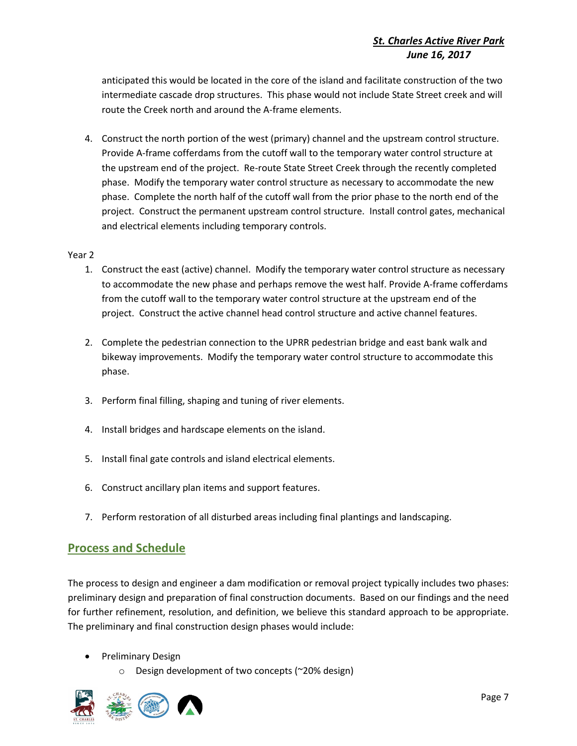anticipated this would be located in the core of the island and facilitate construction of the two intermediate cascade drop structures. This phase would not include State Street creek and will route the Creek north and around the A-frame elements.

4. Construct the north portion of the west (primary) channel and the upstream control structure. Provide A-frame cofferdams from the cutoff wall to the temporary water control structure at the upstream end of the project. Re-route State Street Creek through the recently completed phase. Modify the temporary water control structure as necessary to accommodate the new phase. Complete the north half of the cutoff wall from the prior phase to the north end of the project. Construct the permanent upstream control structure. Install control gates, mechanical and electrical elements including temporary controls.

Year 2

1. Construct the east (active) channel. Modify the temporary water control structure as necessary to accommodate the new phase and perhaps remove the west half. Provide A-frame cofferdams from the cutoff wall to the temporary water control structure at the upstream end of the project. Construct the active channel head control structure and active channel features.

2. Complete the pedestrian connection to the UPRR pedestrian bridge and east bank walk and bikeway improvements. Modify the temporary water control structure to accommodate this phase.

3. Perform final filling, shaping and tuning of river elements.

4. Install bridges and hardscape elements on the island.

5. Install final gate controls and island electrical elements.

6. Construct ancillary plan items and support features.

7. Perform restoration of all disturbed areas including final plantings and landscaping.

## Process and Schedule

The process to design and engineer a dam modification or removal project typically includes two phases: preliminary design and preparation of final construction documents. Based on our findings and the need for further refinement, resolution, and definition, we believe this standard approach to be appropriate. The preliminary and final construction design phases would include:

- Preliminary Design
  - Design development of two concepts (~20% design)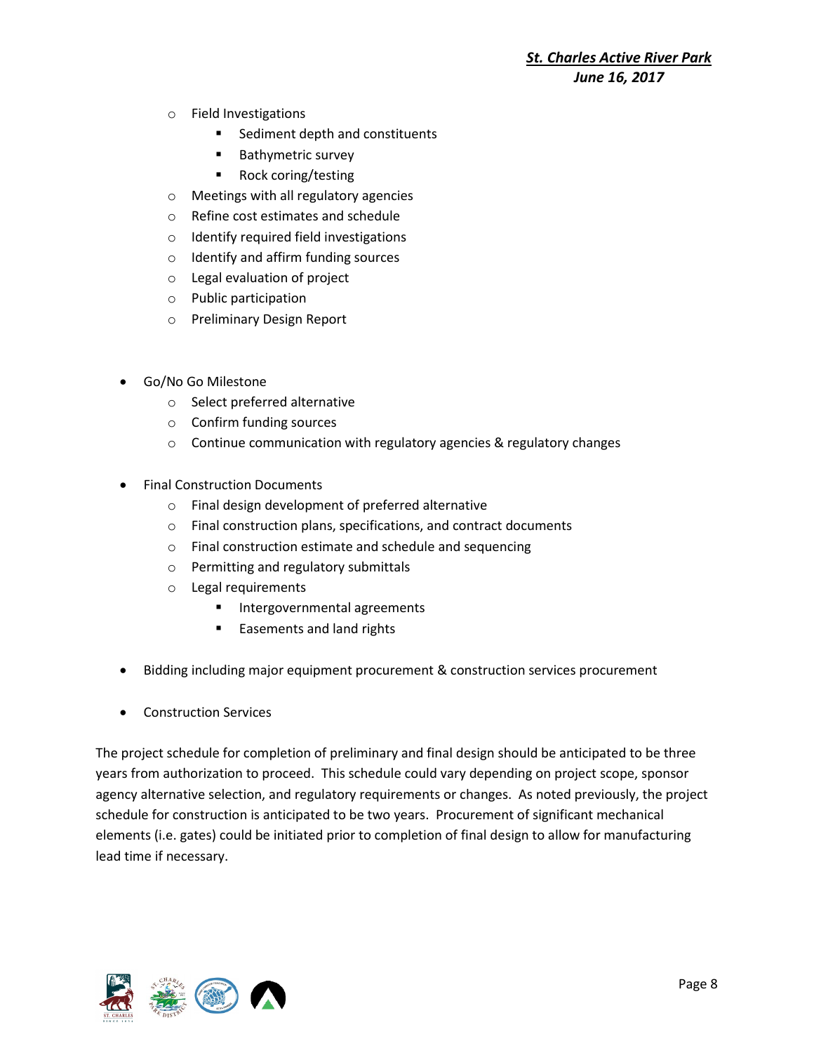- Field Investigations
  - Sediment depth and constituents
  - Bathymetric survey
  - Rock coring/testing
- Meetings with all regulatory agencies
- Refine cost estimates and schedule
- Identify required field investigations
- Identify and affirm funding sources
- Legal evaluation of project
- Public participation
- Preliminary Design Report

- Go/No Go Milestone
  - Select preferred alternative
  - Confirm funding sources
  - Continue communication with regulatory agencies & regulatory changes

- Final Construction Documents
  - Final design development of preferred alternative
  - Final construction plans, specifications, and contract documents
  - Final construction estimate and schedule and sequencing
  - Permitting and regulatory submittals
  - Legal requirements
    - Intergovernmental agreements
    - Easements and land rights

- Bidding including major equipment procurement & construction services procurement

- Construction Services

The project schedule for completion of preliminary and final design should be anticipated to be three years from authorization to proceed. This schedule could vary depending on project scope, sponsor agency alternative selection, and regulatory requirements or changes. As noted previously, the project schedule for construction is anticipated to be two years. Procurement of significant mechanical elements (i.e. gates) could be initiated prior to completion of final design to allow for manufacturing lead time if necessary.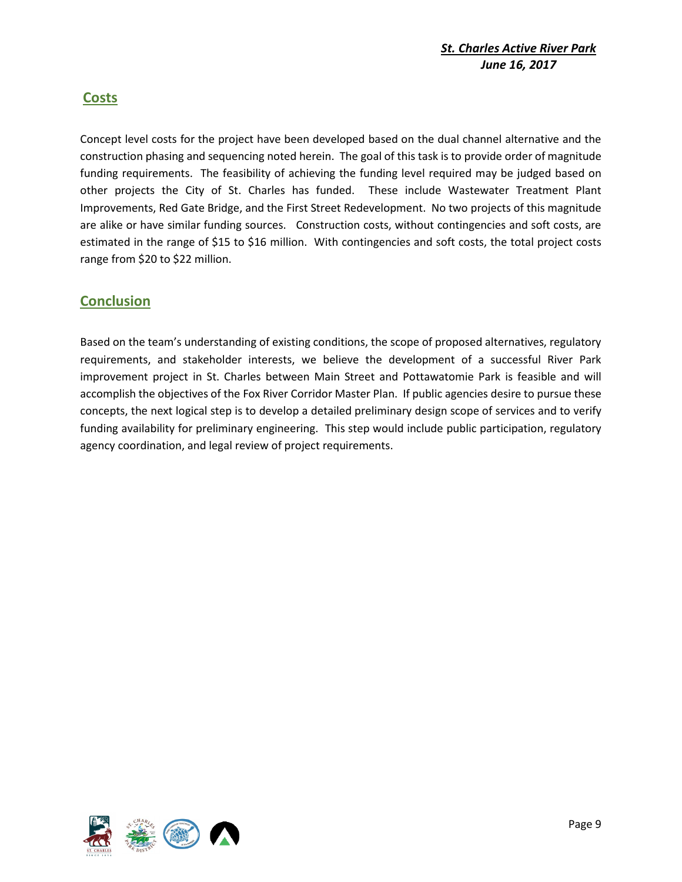## Costs

Concept level costs for the project have been developed based on the dual channel alternative and the construction phasing and sequencing noted herein. The goal of this task is to provide order of magnitude funding requirements. The feasibility of achieving the funding level required may be judged based on other projects the City of St. Charles has funded. These include Wastewater Treatment Plant Improvements, Red Gate Bridge, and the First Street Redevelopment. No two projects of this magnitude are alike or have similar funding sources. Construction costs, without contingencies and soft costs, are estimated in the range of $15 to $16 million. With contingencies and soft costs, the total project costs range from $20 to $22 million.

## Conclusion

Based on the team's understanding of existing conditions, the scope of proposed alternatives, regulatory requirements, and stakeholder interests, we believe the development of a successful River Park improvement project in St. Charles between Main Street and Pottawatomie Park is feasible and will accomplish the objectives of the Fox River Corridor Master Plan. If public agencies desire to pursue these concepts, the next logical step is to develop a detailed preliminary design scope of services and to verify funding availability for preliminary engineering. This step would include public participation, regulatory agency coordination, and legal review of project requirements.